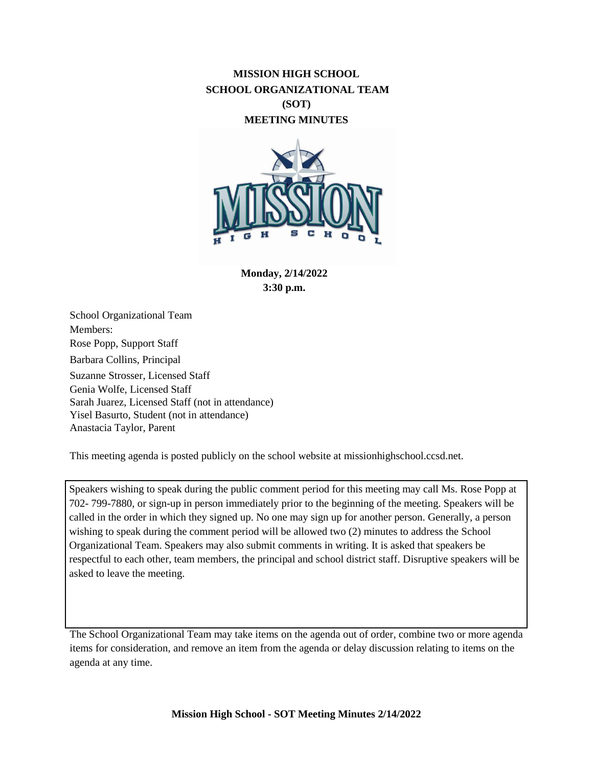# MISSION HIGH SCHOOL
# SCHOOL ORGANIZATIONAL TEAM
# (SOT)
# MEETING MINUTES

**Monday, 2/14/2022**
**3:30 p.m.**

School Organizational Team Members:

Rose Popp, Support Staff
Barbara Collins, Principal
Suzanne Strosser, Licensed Staff
Genia Wolfe, Licensed Staff
Sarah Juarez, Licensed Staff (not in attendance)
Yisel Basurto, Student (not in attendance)
Anastacia Taylor, Parent

This meeting agenda is posted publicly on the school website at missionhighschool.ccsd.net.

Speakers wishing to speak during the public comment period for this meeting may call Ms. Rose Popp at 702- 799-7880, or sign-up in person immediately prior to the beginning of the meeting. Speakers will be called in the order in which they signed up. No one may sign up for another person. Generally, a person wishing to speak during the comment period will be allowed two (2) minutes to address the School Organizational Team. Speakers may also submit comments in writing. It is asked that speakers be respectful to each other, team members, the principal and school district staff. Disruptive speakers will be asked to leave the meeting.

The School Organizational Team may take items on the agenda out of order, combine two or more agenda items for consideration, and remove an item from the agenda or delay discussion relating to items on the agenda at any time.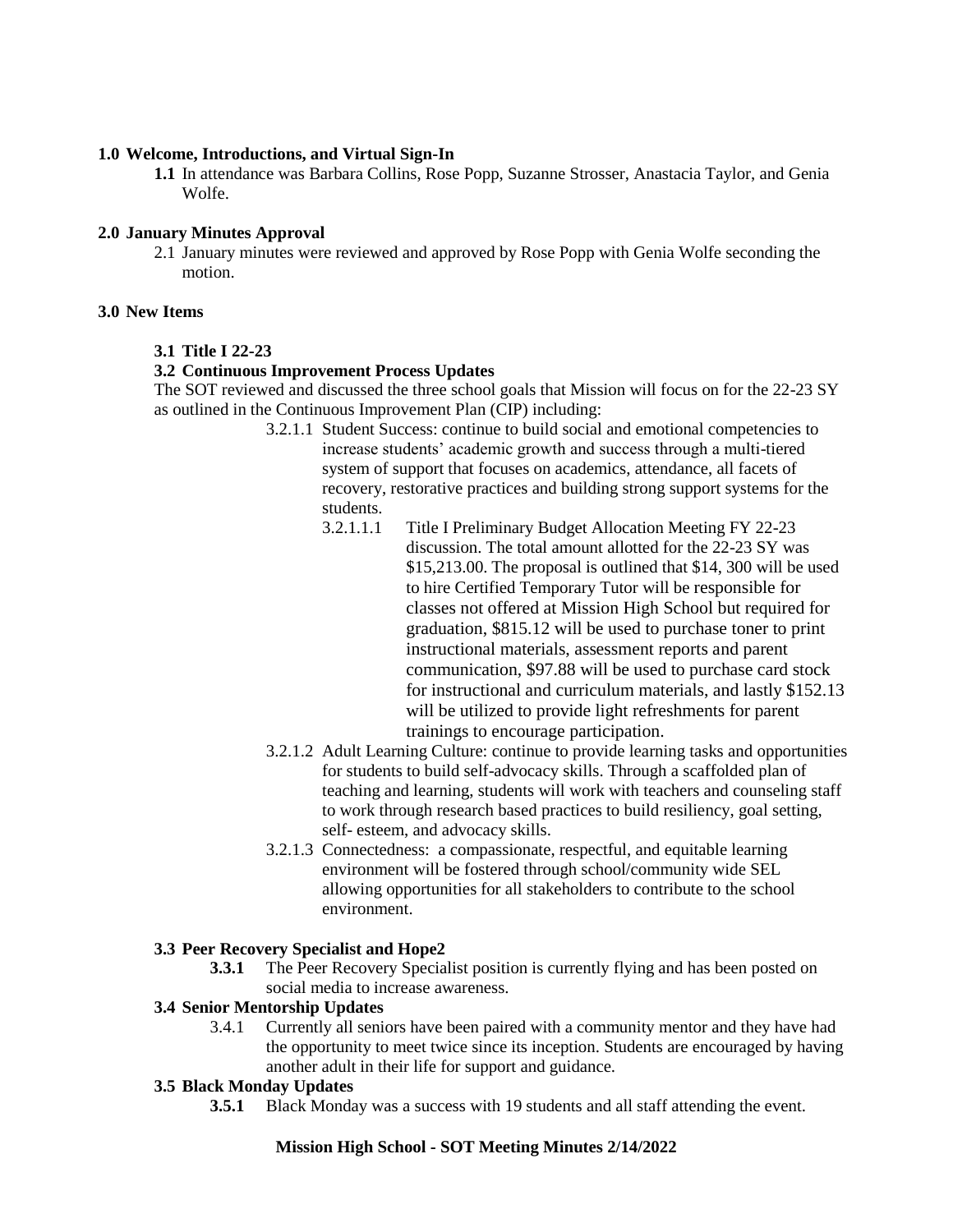**1.0 Welcome, Introductions, and Virtual Sign-In**

**1.1** In attendance was Barbara Collins, Rose Popp, Suzanne Strosser, Anastacia Taylor, and Genia Wolfe.

**2.0 January Minutes Approval**

2.1 January minutes were reviewed and approved by Rose Popp with Genia Wolfe seconding the motion.

**3.0 New Items**

**3.1 Title I 22-23**

**3.2 Continuous Improvement Process Updates**

The SOT reviewed and discussed the three school goals that Mission will focus on for the 22-23 SY as outlined in the Continuous Improvement Plan (CIP) including:

3.2.1.1 Student Success: continue to build social and emotional competencies to increase students' academic growth and success through a multi-tiered system of support that focuses on academics, attendance, all facets of recovery, restorative practices and building strong support systems for the students.

3.2.1.1.1 Title I Preliminary Budget Allocation Meeting FY 22-23 discussion. The total amount allotted for the 22-23 SY was $15,213.00. The proposal is outlined that $14, 300 will be used to hire Certified Temporary Tutor will be responsible for classes not offered at Mission High School but required for graduation, $815.12 will be used to purchase toner to print instructional materials, assessment reports and parent communication, $97.88 will be used to purchase card stock for instructional and curriculum materials, and lastly $152.13 will be utilized to provide light refreshments for parent trainings to encourage participation.

3.2.1.2 Adult Learning Culture: continue to provide learning tasks and opportunities for students to build self-advocacy skills. Through a scaffolded plan of teaching and learning, students will work with teachers and counseling staff to work through research based practices to build resiliency, goal setting, self- esteem, and advocacy skills.

3.2.1.3 Connectedness: a compassionate, respectful, and equitable learning environment will be fostered through school/community wide SEL allowing opportunities for all stakeholders to contribute to the school environment.

**3.3 Peer Recovery Specialist and Hope2**

**3.3.1** The Peer Recovery Specialist position is currently flying and has been posted on social media to increase awareness.

**3.4 Senior Mentorship Updates**

3.4.1 Currently all seniors have been paired with a community mentor and they have had the opportunity to meet twice since its inception. Students are encouraged by having another adult in their life for support and guidance.

**3.5 Black Monday Updates**

**3.5.1** Black Monday was a success with 19 students and all staff attending the event.

**Mission High School - SOT Meeting Minutes 2/14/2022**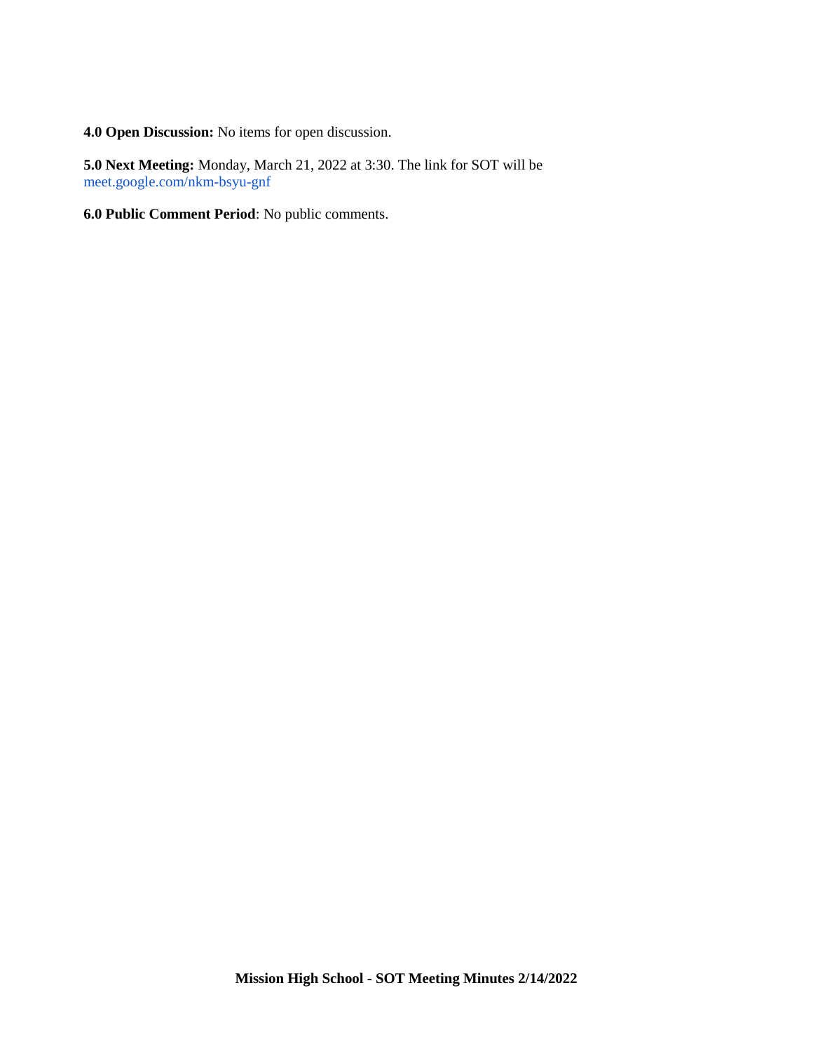**4.0 Open Discussion:** No items for open discussion.

**5.0 Next Meeting:** Monday, March 21, 2022 at 3:30. The link for SOT will be meet.google.com/nkm-bsyu-gnf

**6.0 Public Comment Period**: No public comments.